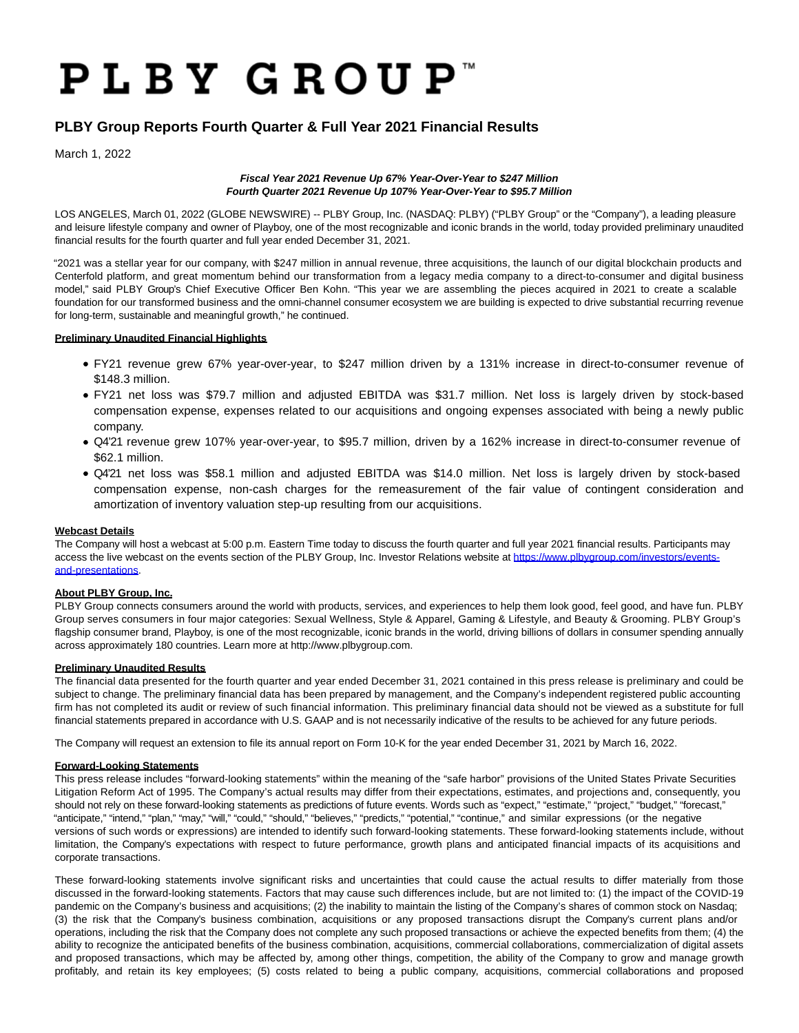# PLBY GROUP™

## PLBY Group Reports Fourth Quarter & Full Year 2021 Financial Results

March 1, 2022

***Fiscal Year 2021 Revenue Up 67% Year-Over-Year to $247 Million***
***Fourth Quarter 2021 Revenue Up 107% Year-Over-Year to $95.7 Million***

LOS ANGELES, March 01, 2022 (GLOBE NEWSWIRE) -- PLBY Group, Inc. (NASDAQ: PLBY) ("PLBY Group" or the "Company"), a leading pleasure and leisure lifestyle company and owner of Playboy, one of the most recognizable and iconic brands in the world, today provided preliminary unaudited financial results for the fourth quarter and full year ended December 31, 2021.

"2021 was a stellar year for our company, with $247 million in annual revenue, three acquisitions, the launch of our digital blockchain products and Centerfold platform, and great momentum behind our transformation from a legacy media company to a direct-to-consumer and digital business model," said PLBY Group's Chief Executive Officer Ben Kohn. "This year we are assembling the pieces acquired in 2021 to create a scalable foundation for our transformed business and the omni-channel consumer ecosystem we are building is expected to drive substantial recurring revenue for long-term, sustainable and meaningful growth," he continued.

**Preliminary Unaudited Financial Highlights**

- FY21 revenue grew 67% year-over-year, to $247 million driven by a 131% increase in direct-to-consumer revenue of $148.3 million.
- FY21 net loss was $79.7 million and adjusted EBITDA was $31.7 million. Net loss is largely driven by stock-based compensation expense, expenses related to our acquisitions and ongoing expenses associated with being a newly public company.
- Q4'21 revenue grew 107% year-over-year, to $95.7 million, driven by a 162% increase in direct-to-consumer revenue of $62.1 million.
- Q4'21 net loss was $58.1 million and adjusted EBITDA was $14.0 million. Net loss is largely driven by stock-based compensation expense, non-cash charges for the remeasurement of the fair value of contingent consideration and amortization of inventory valuation step-up resulting from our acquisitions.

**Webcast Details**

The Company will host a webcast at 5:00 p.m. Eastern Time today to discuss the fourth quarter and full year 2021 financial results. Participants may access the live webcast on the events section of the PLBY Group, Inc. Investor Relations website at https://www.plbygroup.com/investors/events-and-presentations.

**About PLBY Group, Inc.**

PLBY Group connects consumers around the world with products, services, and experiences to help them look good, feel good, and have fun. PLBY Group serves consumers in four major categories: Sexual Wellness, Style & Apparel, Gaming & Lifestyle, and Beauty & Grooming. PLBY Group's flagship consumer brand, Playboy, is one of the most recognizable, iconic brands in the world, driving billions of dollars in consumer spending annually across approximately 180 countries. Learn more at http://www.plbygroup.com.

**Preliminary Unaudited Results**

The financial data presented for the fourth quarter and year ended December 31, 2021 contained in this press release is preliminary and could be subject to change. The preliminary financial data has been prepared by management, and the Company's independent registered public accounting firm has not completed its audit or review of such financial information. This preliminary financial data should not be viewed as a substitute for full financial statements prepared in accordance with U.S. GAAP and is not necessarily indicative of the results to be achieved for any future periods.

The Company will request an extension to file its annual report on Form 10-K for the year ended December 31, 2021 by March 16, 2022.

**Forward-Looking Statements**

This press release includes "forward-looking statements" within the meaning of the "safe harbor" provisions of the United States Private Securities Litigation Reform Act of 1995. The Company's actual results may differ from their expectations, estimates, and projections and, consequently, you should not rely on these forward-looking statements as predictions of future events. Words such as "expect," "estimate," "project," "budget," "forecast," "anticipate," "intend," "plan," "may," "will," "could," "should," "believes," "predicts," "potential," "continue," and similar expressions (or the negative versions of such words or expressions) are intended to identify such forward-looking statements. These forward-looking statements include, without limitation, the Company's expectations with respect to future performance, growth plans and anticipated financial impacts of its acquisitions and corporate transactions.

These forward-looking statements involve significant risks and uncertainties that could cause the actual results to differ materially from those discussed in the forward-looking statements. Factors that may cause such differences include, but are not limited to: (1) the impact of the COVID-19 pandemic on the Company's business and acquisitions; (2) the inability to maintain the listing of the Company's shares of common stock on Nasdaq; (3) the risk that the Company's business combination, acquisitions or any proposed transactions disrupt the Company's current plans and/or operations, including the risk that the Company does not complete any such proposed transactions or achieve the expected benefits from them; (4) the ability to recognize the anticipated benefits of the business combination, acquisitions, commercial collaborations, commercialization of digital assets and proposed transactions, which may be affected by, among other things, competition, the ability of the Company to grow and manage growth profitably, and retain its key employees; (5) costs related to being a public company, acquisitions, commercial collaborations and proposed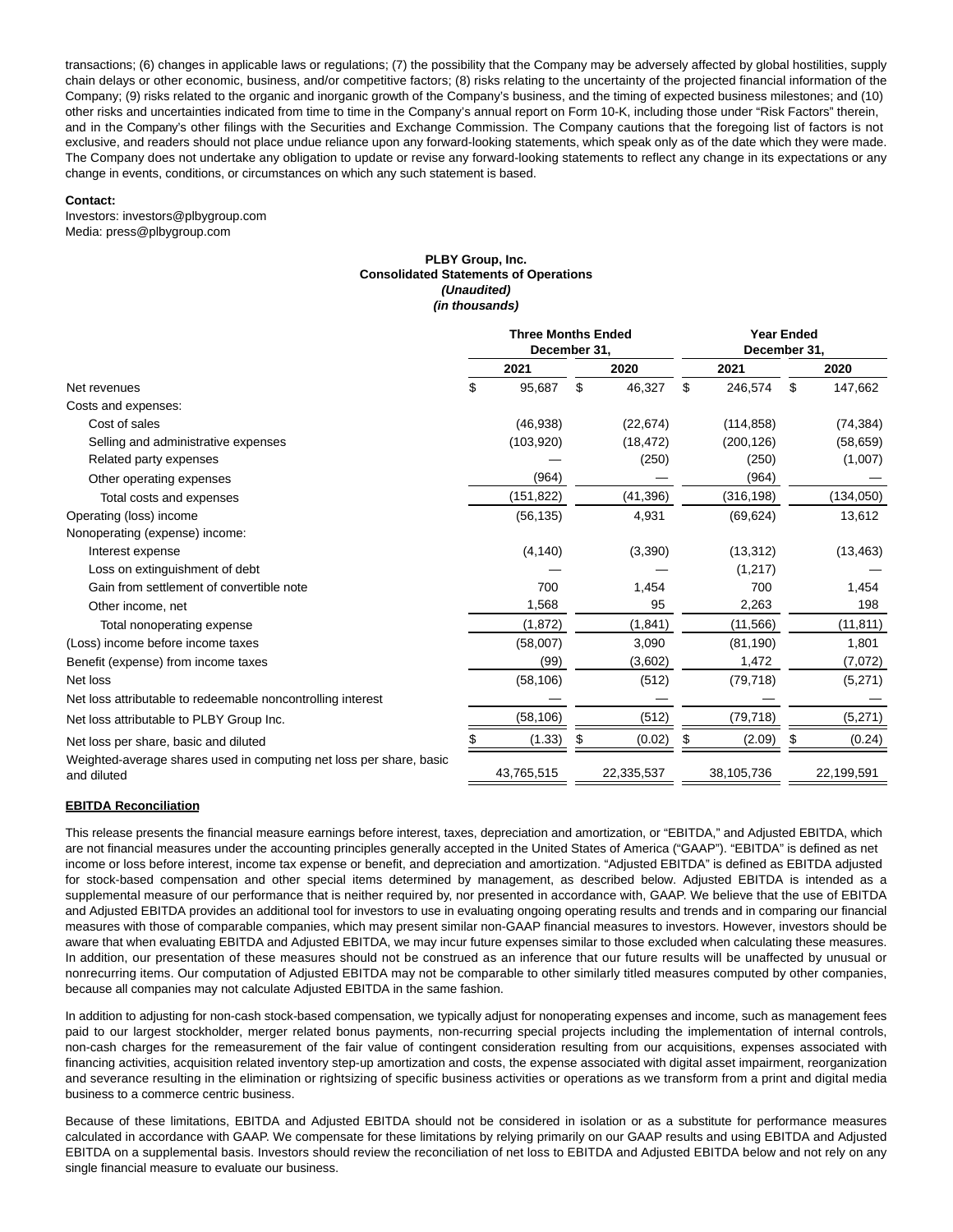transactions; (6) changes in applicable laws or regulations; (7) the possibility that the Company may be adversely affected by global hostilities, supply chain delays or other economic, business, and/or competitive factors; (8) risks relating to the uncertainty of the projected financial information of the Company; (9) risks related to the organic and inorganic growth of the Company's business, and the timing of expected business milestones; and (10) other risks and uncertainties indicated from time to time in the Company's annual report on Form 10-K, including those under "Risk Factors" therein, and in the Company's other filings with the Securities and Exchange Commission. The Company cautions that the foregoing list of factors is not exclusive, and readers should not place undue reliance upon any forward-looking statements, which speak only as of the date which they were made. The Company does not undertake any obligation to update or revise any forward-looking statements to reflect any change in its expectations or any change in events, conditions, or circumstances on which any such statement is based.

**Contact:**
Investors: investors@plbygroup.com
Media: press@plbygroup.com

**PLBY Group, Inc.**
**Consolidated Statements of Operations**
***(Unaudited)***
***(in thousands)***

| | Three Months Ended December 31, | | Year Ended December 31, | |
|---|---|---|---|---|
| | 2021 | 2020 | 2021 | 2020 |
| Net revenues | $ 95,687 | $ 46,327 | $ 246,574 | $ 147,662 |
| Costs and expenses: | | | | |
| Cost of sales | (46,938) | (22,674) | (114,858) | (74,384) |
| Selling and administrative expenses | (103,920) | (18,472) | (200,126) | (58,659) |
| Related party expenses | — | (250) | (250) | (1,007) |
| Other operating expenses | (964) | — | (964) | — |
| Total costs and expenses | (151,822) | (41,396) | (316,198) | (134,050) |
| Operating (loss) income | (56,135) | 4,931 | (69,624) | 13,612 |
| Nonoperating (expense) income: | | | | |
| Interest expense | (4,140) | (3,390) | (13,312) | (13,463) |
| Loss on extinguishment of debt | — | — | (1,217) | — |
| Gain from settlement of convertible note | 700 | 1,454 | 700 | 1,454 |
| Other income, net | 1,568 | 95 | 2,263 | 198 |
| Total nonoperating expense | (1,872) | (1,841) | (11,566) | (11,811) |
| (Loss) income before income taxes | (58,007) | 3,090 | (81,190) | 1,801 |
| Benefit (expense) from income taxes | (99) | (3,602) | 1,472 | (7,072) |
| Net loss | (58,106) | (512) | (79,718) | (5,271) |
| Net loss attributable to redeemable noncontrolling interest | — | — | — | — |
| Net loss attributable to PLBY Group Inc. | (58,106) | (512) | (79,718) | (5,271) |
| Net loss per share, basic and diluted | $ (1.33) | $ (0.02) | $ (2.09) | $ (0.24) |
| Weighted-average shares used in computing net loss per share, basic and diluted | 43,765,515 | 22,335,537 | 38,105,736 | 22,199,591 |

**EBITDA Reconciliation**

This release presents the financial measure earnings before interest, taxes, depreciation and amortization, or "EBITDA," and Adjusted EBITDA, which are not financial measures under the accounting principles generally accepted in the United States of America ("GAAP"). "EBITDA" is defined as net income or loss before interest, income tax expense or benefit, and depreciation and amortization. "Adjusted EBITDA" is defined as EBITDA adjusted for stock-based compensation and other special items determined by management, as described below. Adjusted EBITDA is intended as a supplemental measure of our performance that is neither required by, nor presented in accordance with, GAAP. We believe that the use of EBITDA and Adjusted EBITDA provides an additional tool for investors to use in evaluating ongoing operating results and trends and in comparing our financial measures with those of comparable companies, which may present similar non-GAAP financial measures to investors. However, investors should be aware that when evaluating EBITDA and Adjusted EBITDA, we may incur future expenses similar to those excluded when calculating these measures. In addition, our presentation of these measures should not be construed as an inference that our future results will be unaffected by unusual or nonrecurring items. Our computation of Adjusted EBITDA may not be comparable to other similarly titled measures computed by other companies, because all companies may not calculate Adjusted EBITDA in the same fashion.

In addition to adjusting for non-cash stock-based compensation, we typically adjust for nonoperating expenses and income, such as management fees paid to our largest stockholder, merger related bonus payments, non-recurring special projects including the implementation of internal controls, non-cash charges for the remeasurement of the fair value of contingent consideration resulting from our acquisitions, expenses associated with financing activities, acquisition related inventory step-up amortization and costs, the expense associated with digital asset impairment, reorganization and severance resulting in the elimination or rightsizing of specific business activities or operations as we transform from a print and digital media business to a commerce centric business.

Because of these limitations, EBITDA and Adjusted EBITDA should not be considered in isolation or as a substitute for performance measures calculated in accordance with GAAP. We compensate for these limitations by relying primarily on our GAAP results and using EBITDA and Adjusted EBITDA on a supplemental basis. Investors should review the reconciliation of net loss to EBITDA and Adjusted EBITDA below and not rely on any single financial measure to evaluate our business.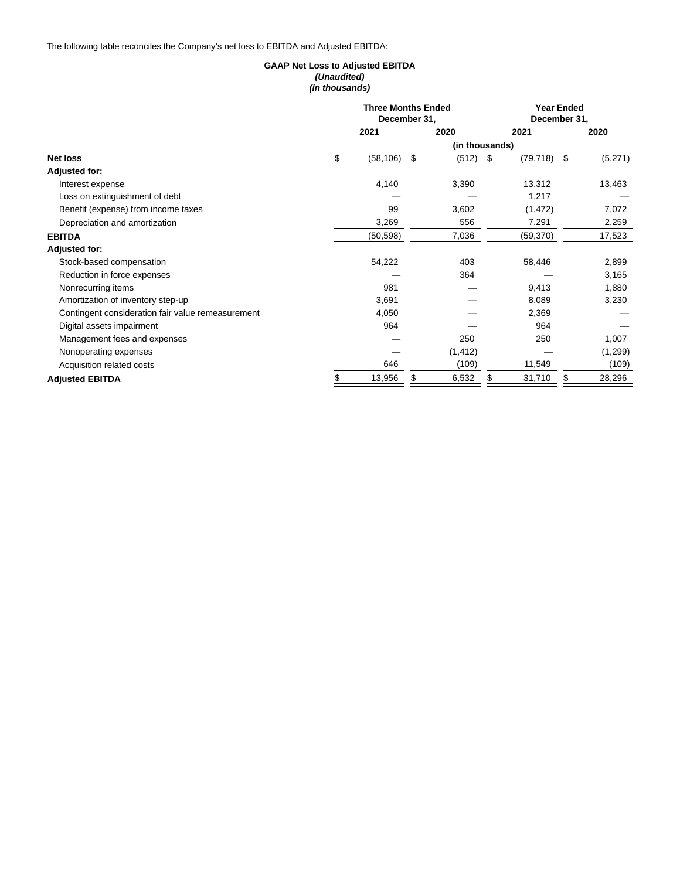The following table reconciles the Company's net loss to EBITDA and Adjusted EBITDA:

**GAAP Net Loss to Adjusted EBITDA**
***(Unaudited)***
***(in thousands)***

| | Three Months Ended December 31, | | Year Ended December 31, | |
|---|---|---|---|---|
| | 2021 | 2020 | 2021 | 2020 |
| | (in thousands) | | | |
| **Net loss** | $ (58,106) | $ (512) | $ (79,718) | $ (5,271) |
| **Adjusted for:** | | | | |
| Interest expense | 4,140 | 3,390 | 13,312 | 13,463 |
| Loss on extinguishment of debt | — | — | 1,217 | — |
| Benefit (expense) from income taxes | 99 | 3,602 | (1,472) | 7,072 |
| Depreciation and amortization | 3,269 | 556 | 7,291 | 2,259 |
| **EBITDA** | (50,598) | 7,036 | (59,370) | 17,523 |
| **Adjusted for:** | | | | |
| Stock-based compensation | 54,222 | 403 | 58,446 | 2,899 |
| Reduction in force expenses | — | 364 | — | 3,165 |
| Nonrecurring items | 981 | — | 9,413 | 1,880 |
| Amortization of inventory step-up | 3,691 | — | 8,089 | 3,230 |
| Contingent consideration fair value remeasurement | 4,050 | — | 2,369 | — |
| Digital assets impairment | 964 | — | 964 | — |
| Management fees and expenses | — | 250 | 250 | 1,007 |
| Nonoperating expenses | — | (1,412) | — | (1,299) |
| Acquisition related costs | 646 | (109) | 11,549 | (109) |
| **Adjusted EBITDA** | $ 13,956 | $ 6,532 | $ 31,710 | $ 28,296 |